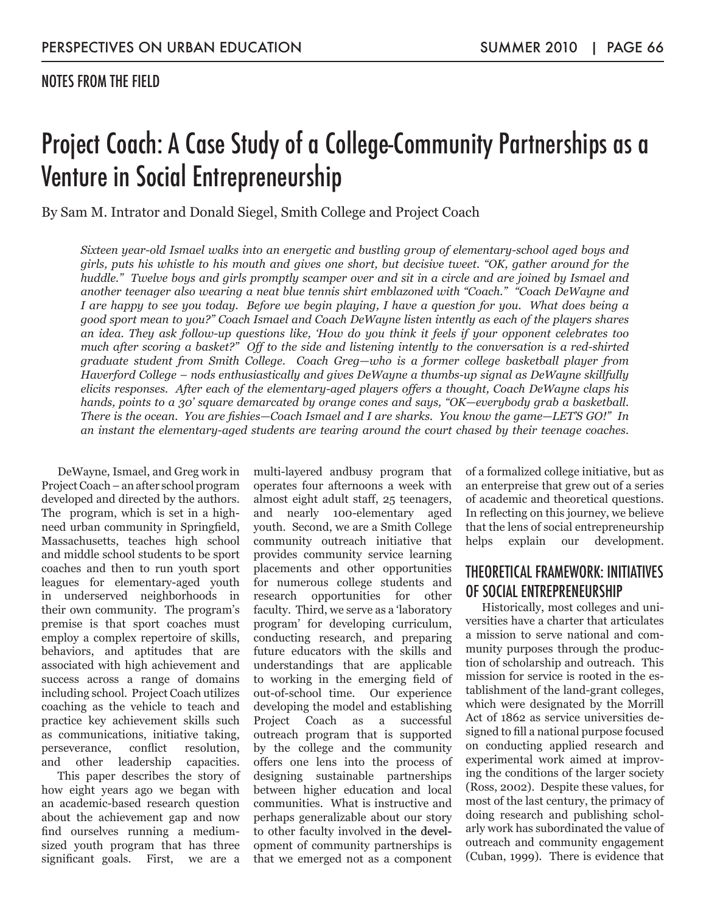NOTES FROM THE FIELD

# Project Coach: A Case Study of a College-Community Partnerships as a Venture in Social Entrepreneurship

By Sam M. Intrator and Donald Siegel, Smith College and Project Coach

*Sixteen year-old Ismael walks into an energetic and bustling group of elementary-school aged boys and girls, puts his whistle to his mouth and gives one short, but decisive tweet. "OK, gather around for the huddle." Twelve boys and girls promptly scamper over and sit in a circle and are joined by Ismael and another teenager also wearing a neat blue tennis shirt emblazoned with "Coach." "Coach DeWayne and I are happy to see you today. Before we begin playing, I have a question for you. What does being a good sport mean to you?" Coach Ismael and Coach DeWayne listen intently as each of the players shares an idea. They ask follow-up questions like, 'How do you think it feels if your opponent celebrates too much after scoring a basket?" Off to the side and listening intently to the conversation is a red-shirted graduate student from Smith College. Coach Greg—who is a former college basketball player from Haverford College – nods enthusiastically and gives DeWayne a thumbs-up signal as DeWayne skillfully elicits responses. After each of the elementary-aged players offers a thought, Coach DeWayne claps his hands, points to a 30' square demarcated by orange cones and says, "OK—everybody grab a basketball. There is the ocean. You are fishies—Coach Ismael and I are sharks. You know the game—LET'S GO!" In an instant the elementary-aged students are tearing around the court chased by their teenage coaches.*

DeWayne, Ismael, and Greg work in Project Coach – an after school program developed and directed by the authors. The program, which is set in a high-need urban community in Springfield, Massachusetts, teaches high school and middle school students to be sport coaches and then to run youth sport leagues for elementary-aged youth in underserved neighborhoods in their own community. The program's premise is that sport coaches must employ a complex repertoire of skills, behaviors, and aptitudes that are associated with high achievement and success across a range of domains including school. Project Coach utilizes coaching as the vehicle to teach and practice key achievement skills such as communications, initiative taking, perseverance, conflict resolution, and other leadership capacities.

This paper describes the story of how eight years ago we began with an academic-based research question about the achievement gap and now find ourselves running a medium-sized youth program that has three significant goals. First, we are a multi-layered andbusy program that operates four afternoons a week with almost eight adult staff, 25 teenagers, and nearly 100-elementary aged youth. Second, we are a Smith College community outreach initiative that provides community service learning placements and other opportunities for numerous college students and research opportunities for other faculty. Third, we serve as a 'laboratory program' for developing curriculum, conducting research, and preparing future educators with the skills and understandings that are applicable to working in the emerging field of out-of-school time. Our experience developing the model and establishing Project Coach as a successful outreach program that is supported by the college and the community offers one lens into the process of designing sustainable partnerships between higher education and local communities. What is instructive and perhaps generalizable about our story to other faculty involved in the development of community partnerships is that we emerged not as a component of a formalized college initiative, but as an enterpreise that grew out of a series of academic and theoretical questions. In reflecting on this journey, we believe that the lens of social entrepreneurship helps explain our development.

## THEORETICAL FRAMEWORK: INITIATIVES OF SOCIAL ENTREPRENEURSHIP

Historically, most colleges and universities have a charter that articulates a mission to serve national and community purposes through the production of scholarship and outreach. This mission for service is rooted in the establishment of the land-grant colleges, which were designated by the Morrill Act of 1862 as service universities designed to fill a national purpose focused on conducting applied research and experimental work aimed at improving the conditions of the larger society (Ross, 2002). Despite these values, for most of the last century, the primacy of doing research and publishing scholarly work has subordinated the value of outreach and community engagement (Cuban, 1999). There is evidence that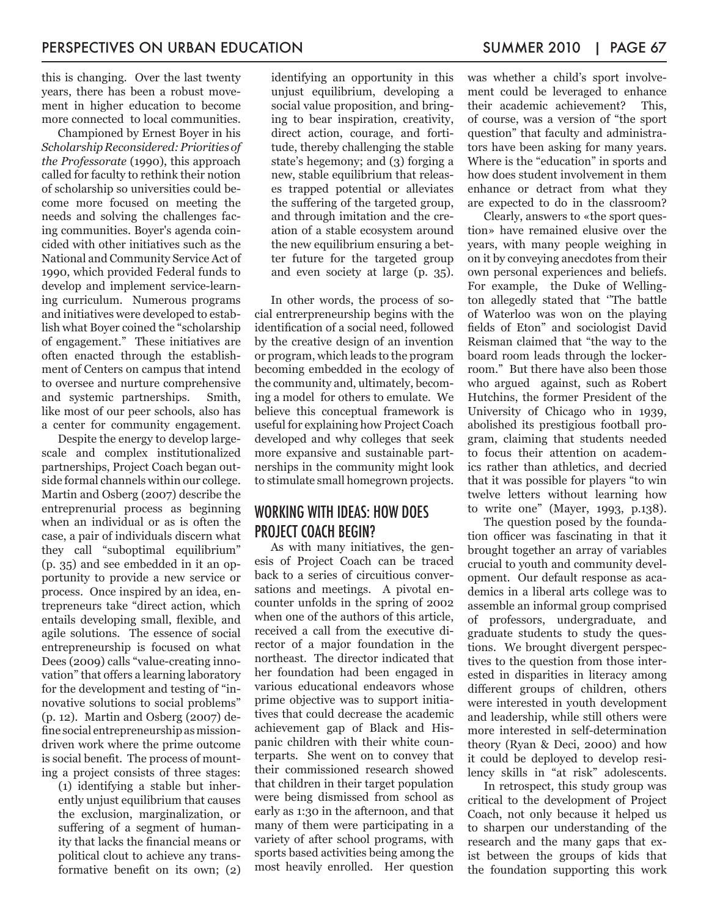this is changing. Over the last twenty years, there has been a robust movement in higher education to become more connected to local communities.

Championed by Ernest Boyer in his *Scholarship Reconsidered: Priorities of the Professorate* (1990), this approach called for faculty to rethink their notion of scholarship so universities could become more focused on meeting the needs and solving the challenges facing communities. Boyer's agenda coincided with other initiatives such as the National and Community Service Act of 1990, which provided Federal funds to develop and implement service-learning curriculum. Numerous programs and initiatives were developed to establish what Boyer coined the "scholarship of engagement." These initiatives are often enacted through the establishment of Centers on campus that intend to oversee and nurture comprehensive and systemic partnerships. Smith, like most of our peer schools, also has a center for community engagement.

Despite the energy to develop large-scale and complex institutionalized partnerships, Project Coach began outside formal channels within our college. Martin and Osberg (2007) describe the entreprenurial process as beginning when an individual or as is often the case, a pair of individuals discern what they call "suboptimal equilibrium" (p. 35) and see embedded in it an opportunity to provide a new service or process. Once inspired by an idea, entrepreneurs take "direct action, which entails developing small, flexible, and agile solutions. The essence of social entrepreneurship is focused on what Dees (2009) calls "value-creating innovation" that offers a learning laboratory for the development and testing of "innovative solutions to social problems" (p. 12). Martin and Osberg (2007) define social entrepreneurship as mission-driven work where the prime outcome is social benefit. The process of mounting a project consists of three stages:

> (1) identifying a stable but inherently unjust equilibrium that causes the exclusion, marginalization, or suffering of a segment of humanity that lacks the financial means or political clout to achieve any transformative benefit on its own; (2) identifying an opportunity in this unjust equilibrium, developing a social value proposition, and bringing to bear inspiration, creativity, direct action, courage, and fortitude, thereby challenging the stable state's hegemony; and (3) forging a new, stable equilibrium that releases trapped potential or alleviates the suffering of the targeted group, and through imitation and the creation of a stable ecosystem around the new equilibrium ensuring a better future for the targeted group and even society at large (p. 35).

In other words, the process of social entrerpreneurship begins with the identification of a social need, followed by the creative design of an invention or program, which leads to the program becoming embedded in the ecology of the community and, ultimately, becoming a model for others to emulate. We believe this conceptual framework is useful for explaining how Project Coach developed and why colleges that seek more expansive and sustainable partnerships in the community might look to stimulate small homegrown projects.

## WORKING WITH IDEAS: HOW DOES PROJECT COACH BEGIN?

As with many initiatives, the genesis of Project Coach can be traced back to a series of circuitious conversations and meetings. A pivotal encounter unfolds in the spring of 2002 when one of the authors of this article, received a call from the executive director of a major foundation in the northeast. The director indicated that her foundation had been engaged in various educational endeavors whose prime objective was to support initiatives that could decrease the academic achievement gap of Black and Hispanic children with their white counterparts. She went on to convey that their commissioned research showed that children in their target population were being dismissed from school as early as 1:30 in the afternoon, and that many of them were participating in a variety of after school programs, with sports based activities being among the most heavily enrolled. Her question was whether a child's sport involvement could be leveraged to enhance their academic achievement? This, of course, was a version of "the sport question" that faculty and administrators have been asking for many years. Where is the "education" in sports and how does student involvement in them enhance or detract from what they are expected to do in the classroom?

Clearly, answers to «the sport question» have remained elusive over the years, with many people weighing in on it by conveying anecdotes from their own personal experiences and beliefs. For example, the Duke of Wellington allegedly stated that "The battle of Waterloo was won on the playing fields of Eton" and sociologist David Reisman claimed that "the way to the board room leads through the lockerroom." But there have also been those who argued against, such as Robert Hutchins, the former President of the University of Chicago who in 1939, abolished its prestigious football program, claiming that students needed to focus their attention on academics rather than athletics, and decried that it was possible for players "to win twelve letters without learning how to write one" (Mayer, 1993, p.138).

The question posed by the foundation officer was fascinating in that it brought together an array of variables crucial to youth and community development. Our default response as academics in a liberal arts college was to assemble an informal group comprised of professors, undergraduate, and graduate students to study the questions. We brought divergent perspectives to the question from those interested in disparities in literacy among different groups of children, others were interested in youth development and leadership, while still others were more interested in self-determination theory (Ryan & Deci, 2000) and how it could be deployed to develop resiliency skills in "at risk" adolescents.

In retrospect, this study group was critical to the development of Project Coach, not only because it helped us to sharpen our understanding of the research and the many gaps that exist between the groups of kids that the foundation supporting this work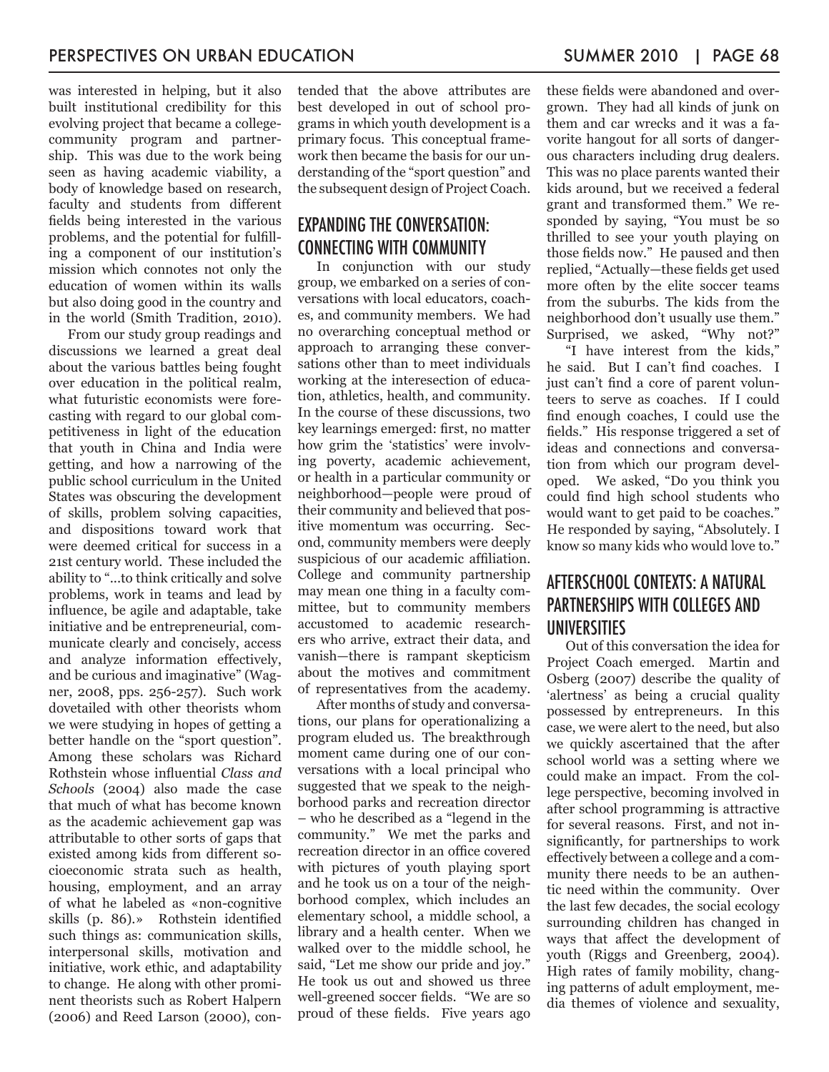was interested in helping, but it also built institutional credibility for this evolving project that became a college-community program and partnership. This was due to the work being seen as having academic viability, a body of knowledge based on research, faculty and students from different fields being interested in the various problems, and the potential for fulfilling a component of our institution's mission which connotes not only the education of women within its walls but also doing good in the country and in the world (Smith Tradition, 2010).

From our study group readings and discussions we learned a great deal about the various battles being fought over education in the political realm, what futuristic economists were forecasting with regard to our global competitiveness in light of the education that youth in China and India were getting, and how a narrowing of the public school curriculum in the United States was obscuring the development of skills, problem solving capacities, and dispositions toward work that were deemed critical for success in a 21st century world. These included the ability to "...to think critically and solve problems, work in teams and lead by influence, be agile and adaptable, take initiative and be entrepreneurial, communicate clearly and concisely, access and analyze information effectively, and be curious and imaginative" (Wagner, 2008, pps. 256-257). Such work dovetailed with other theorists whom we were studying in hopes of getting a better handle on the "sport question". Among these scholars was Richard Rothstein whose influential *Class and Schools* (2004) also made the case that much of what has become known as the academic achievement gap was attributable to other sorts of gaps that existed among kids from different socioeconomic strata such as health, housing, employment, and an array of what he labeled as «non-cognitive skills (p. 86).» Rothstein identified such things as: communication skills, interpersonal skills, motivation and initiative, work ethic, and adaptability to change. He along with other prominent theorists such as Robert Halpern (2006) and Reed Larson (2000), contended that the above attributes are best developed in out of school programs in which youth development is a primary focus. This conceptual framework then became the basis for our understanding of the "sport question" and the subsequent design of Project Coach.

## Expanding the Conversation: Connecting with Community

In conjunction with our study group, we embarked on a series of conversations with local educators, coaches, and community members. We had no overarching conceptual method or approach to arranging these conversations other than to meet individuals working at the interesection of education, athletics, health, and community. In the course of these discussions, two key learnings emerged: first, no matter how grim the 'statistics' were involving poverty, academic achievement, or health in a particular community or neighborhood—people were proud of their community and believed that positive momentum was occurring. Second, community members were deeply suspicious of our academic affiliation. College and community partnership may mean one thing in a faculty committee, but to community members accustomed to academic researchers who arrive, extract their data, and vanish—there is rampant skepticism about the motives and commitment of representatives from the academy.

After months of study and conversations, our plans for operationalizing a program eluded us. The breakthrough moment came during one of our conversations with a local principal who suggested that we speak to the neighborhood parks and recreation director – who he described as a "legend in the community." We met the parks and recreation director in an office covered with pictures of youth playing sport and he took us on a tour of the neighborhood complex, which includes an elementary school, a middle school, a library and a health center. When we walked over to the middle school, he said, "Let me show our pride and joy." He took us out and showed us three well-greened soccer fields. "We are so proud of these fields. Five years ago these fields were abandoned and overgrown. They had all kinds of junk on them and car wrecks and it was a favorite hangout for all sorts of dangerous characters including drug dealers. This was no place parents wanted their kids around, but we received a federal grant and transformed them." We responded by saying, "You must be so thrilled to see your youth playing on those fields now." He paused and then replied, "Actually—these fields get used more often by the elite soccer teams from the suburbs. The kids from the neighborhood don't usually use them." Surprised, we asked, "Why not?"

"I have interest from the kids," he said. But I can't find coaches. I just can't find a core of parent volunteers to serve as coaches. If I could find enough coaches, I could use the fields." His response triggered a set of ideas and connections and conversation from which our program developed. We asked, "Do you think you could find high school students who would want to get paid to be coaches." He responded by saying, "Absolutely. I know so many kids who would love to."

## Afterschool Contexts: A Natural Partnerships with Colleges and Universities

Out of this conversation the idea for Project Coach emerged. Martin and Osberg (2007) describe the quality of 'alertness' as being a crucial quality possessed by entrepreneurs. In this case, we were alert to the need, but also we quickly ascertained that the after school world was a setting where we could make an impact. From the college perspective, becoming involved in after school programming is attractive for several reasons. First, and not insignificantly, for partnerships to work effectively between a college and a community there needs to be an authentic need within the community. Over the last few decades, the social ecology surrounding children has changed in ways that affect the development of youth (Riggs and Greenberg, 2004). High rates of family mobility, changing patterns of adult employment, media themes of violence and sexuality,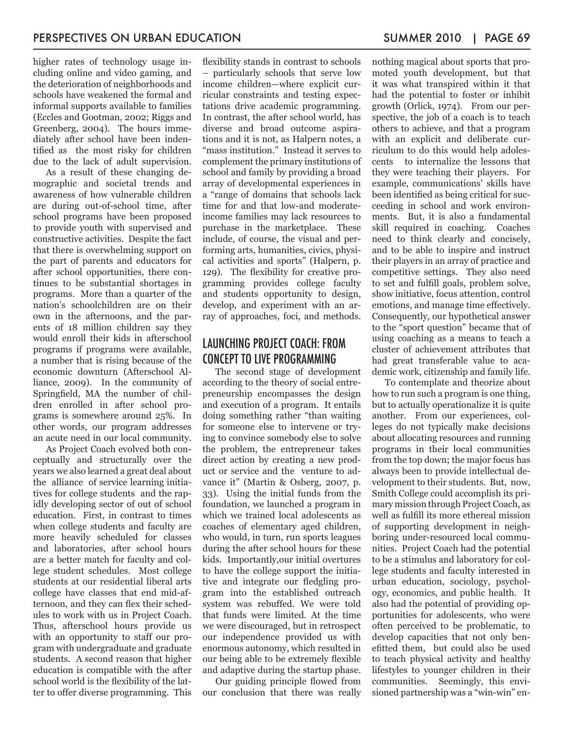higher rates of technology usage including online and video gaming, and the deterioration of neighborhoods and schools have weakened the formal and informal supports available to families (Eccles and Gootman, 2002; Riggs and Greenberg, 2004). The hours immediately after school have been indentified as the most risky for children due to the lack of adult supervision.

As a result of these changing demographic and societal trends and awareness of how vulnerable children are during out-of-school time, after school programs have been proposed to provide youth with supervised and constructive activities. Despite the fact that there is overwhelming support on the part of parents and educators for after school opportunities, there continues to be substantial shortages in programs. More than a quarter of the nation's schoolchildren are on their own in the afternoons, and the parents of 18 million children say they would enroll their kids in afterschool programs if programs were available, a number that is rising because of the economic downturn (Afterschool Alliance, 2009). In the community of Springfield, MA the number of children enrolled in after school programs is somewhere around 25%. In other words, our program addresses an acute need in our local community.

As Project Coach evolved both conceptually and structurally over the years we also learned a great deal about the alliance of service learning initiatives for college students and the rapidly developing sector of out of school education. First, in contrast to times when college students and faculty are more heavily scheduled for classes and laboratories, after school hours are a better match for faculty and college student schedules. Most college students at our residential liberal arts college have classes that end mid-afternoon, and they can flex their schedules to work with us in Project Coach. Thus, afterschool hours provide us with an opportunity to staff our program with undergraduate and graduate students. A second reason that higher education is compatible with the after school world is the flexibility of the latter to offer diverse programming. This flexibility stands in contrast to schools – particularly schools that serve low income children—where explicit curricular constraints and testing expectations drive academic programming. In contrast, the after school world, has diverse and broad outcome aspirations and it is not, as Halpern notes, a "mass institution." Instead it serves to complement the primary institutions of school and family by providing a broad array of developmental experiences in a "range of domains that schools lack time for and that low-and moderate-income families may lack resources to purchase in the marketplace. These include, of course, the visual and performing arts, humanities, civics, physical activities and sports" (Halpern, p. 129). The flexibility for creative programming provides college faculty and students opportunity to design, develop, and experiment with an array of approaches, foci, and methods.

## LAUNCHING PROJECT COACH: FROM CONCEPT TO LIVE PROGRAMMING

The second stage of development according to the theory of social entrepreneurship encompasses the design and execution of a program. It entails doing something rather "than waiting for someone else to intervene or trying to convince somebody else to solve the problem, the entrepreneur takes direct action by creating a new product or service and the venture to advance it" (Martin & Osberg, 2007, p. 33). Using the initial funds from the foundation, we launched a program in which we trained local adolescents as coaches of elementary aged children, who would, in turn, run sports leagues during the after school hours for these kids. Importantly,our initial overtures to have the college support the initiative and integrate our fledgling program into the established outreach system was rebuffed. We were told that funds were limited. At the time we were discouraged, but in retrospect our independence provided us with enormous autonomy, which resulted in our being able to be extremely flexible and adaptive during the startup phase.

Our guiding principle flowed from our conclusion that there was really nothing magical about sports that promoted youth development, but that it was what transpired within it that had the potential to foster or inhibit growth (Orlick, 1974). From our perspective, the job of a coach is to teach others to achieve, and that a program with an explicit and deliberate curriculum to do this would help adolescents to internalize the lessons that they were teaching their players. For example, communications' skills have been identified as being critical for succeeding in school and work environments. But, it is also a fundamental skill required in coaching. Coaches need to think clearly and concisely, and to be able to inspire and instruct their players in an array of practice and competitive settings. They also need to set and fulfill goals, problem solve, show initiative, focus attention, control emotions, and manage time effectively. Consequently, our hypothetical answer to the "sport question" became that of using coaching as a means to teach a cluster of achievement attributes that had great transferable value to academic work, citizenship and family life.

To contemplate and theorize about how to run such a program is one thing, but to actually operationalize it is quite another. From our experiences, colleges do not typically make decisions about allocating resources and running programs in their local communities from the top down; the major focus has always been to provide intellectual development to their students. But, now, Smith College could accomplish its primary mission through Project Coach, as well as fulfill its more ethereal mission of supporting development in neighboring under-resourced local communities. Project Coach had the potential to be a stimulus and laboratory for college students and faculty interested in urban education, sociology, psychology, economics, and public health. It also had the potential of providing opportunities for adolescents, who were often perceived to be problematic, to develop capacities that not only benefitted them, but could also be used to teach physical activity and healthy lifestyles to younger children in their communities. Seemingly, this envisioned partnership was a "win-win" en-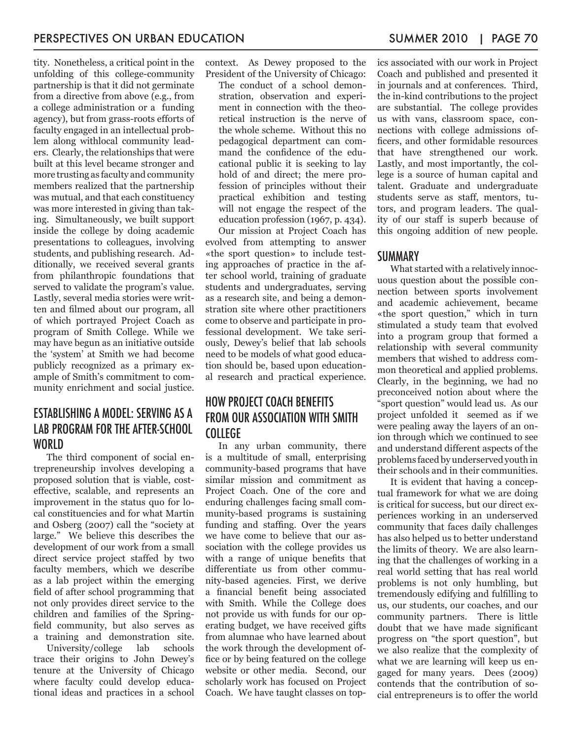tity. Nonetheless, a critical point in the unfolding of this college-community partnership is that it did not germinate from a directive from above (e.g., from a college administration or a funding agency), but from grass-roots efforts of faculty engaged in an intellectual problem along withlocal community leaders. Clearly, the relationships that were built at this level became stronger and more trusting as faculty and community members realized that the partnership was mutual, and that each constituency was more interested in giving than taking. Simultaneously, we built support inside the college by doing academic presentations to colleagues, involving students, and publishing research. Additionally, we received several grants from philanthropic foundations that served to validate the program's value. Lastly, several media stories were written and filmed about our program, all of which portrayed Project Coach as program of Smith College. While we may have begun as an initiative outside the 'system' at Smith we had become publicly recognized as a primary example of Smith's commitment to community enrichment and social justice.

## ESTABLISHING A MODEL: SERVING AS A LAB PROGRAM FOR THE AFTER-SCHOOL WORLD

The third component of social entrepreneurship involves developing a proposed solution that is viable, cost-effective, scalable, and represents an improvement in the status quo for local constituencies and for what Martin and Osberg (2007) call the "society at large." We believe this describes the development of our work from a small direct service project staffed by two faculty members, which we describe as a lab project within the emerging field of after school programming that not only provides direct service to the children and families of the Springfield community, but also serves as a training and demonstration site.

University/college lab schools trace their origins to John Dewey's tenure at the University of Chicago where faculty could develop educational ideas and practices in a school context. As Dewey proposed to the President of the University of Chicago:

> The conduct of a school demonstration, observation and experiment in connection with the theoretical instruction is the nerve of the whole scheme. Without this no pedagogical department can command the confidence of the educational public it is seeking to lay hold of and direct; the mere profession of principles without their practical exhibition and testing will not engage the respect of the education profession (1967, p. 434).

Our mission at Project Coach has evolved from attempting to answer «the sport question» to include testing approaches of practice in the after school world, training of graduate students and undergraduates, serving as a research site, and being a demonstration site where other practitioners come to observe and participate in professional development. We take seriously, Dewey's belief that lab schools need to be models of what good education should be, based upon educational research and practical experience.

## HOW PROJECT COACH BENEFITS FROM OUR ASSOCIATION WITH SMITH COLLEGE

In any urban community, there is a multitude of small, enterprising community-based programs that have similar mission and commitment as Project Coach. One of the core and enduring challenges facing small community-based programs is sustaining funding and staffing. Over the years we have come to believe that our association with the college provides us with a range of unique benefits that differentiate us from other community-based agencies. First, we derive a financial benefit being associated with Smith. While the College does not provide us with funds for our operating budget, we have received gifts from alumnae who have learned about the work through the development office or by being featured on the college website or other media. Second, our scholarly work has focused on Project Coach. We have taught classes on topics associated with our work in Project Coach and published and presented it in journals and at conferences. Third, the in-kind contributions to the project are substantial. The college provides us with vans, classroom space, connections with college admissions officers, and other formidable resources that have strengthened our work. Lastly, and most importantly, the college is a source of human capital and talent. Graduate and undergraduate students serve as staff, mentors, tutors, and program leaders. The quality of our staff is superb because of this ongoing addition of new people.

## SUMMARY

What started with a relatively innocuous question about the possible connection between sports involvement and academic achievement, became «the sport question," which in turn stimulated a study team that evolved into a program group that formed a relationship with several community members that wished to address common theoretical and applied problems. Clearly, in the beginning, we had no preconceived notion about where the "sport question" would lead us. As our project unfolded it seemed as if we were pealing away the layers of an onion through which we continued to see and understand different aspects of the problems faced by underserved youth in their schools and in their communities.

It is evident that having a conceptual framework for what we are doing is critical for success, but our direct experiences working in an underserved community that faces daily challenges has also helped us to better understand the limits of theory. We are also learning that the challenges of working in a real world setting that has real world problems is not only humbling, but tremendously edifying and fulfilling to us, our students, our coaches, and our community partners. There is little doubt that we have made significant progress on "the sport question", but we also realize that the complexity of what we are learning will keep us engaged for many years. Dees (2009) contends that the contribution of social entrepreneurs is to offer the world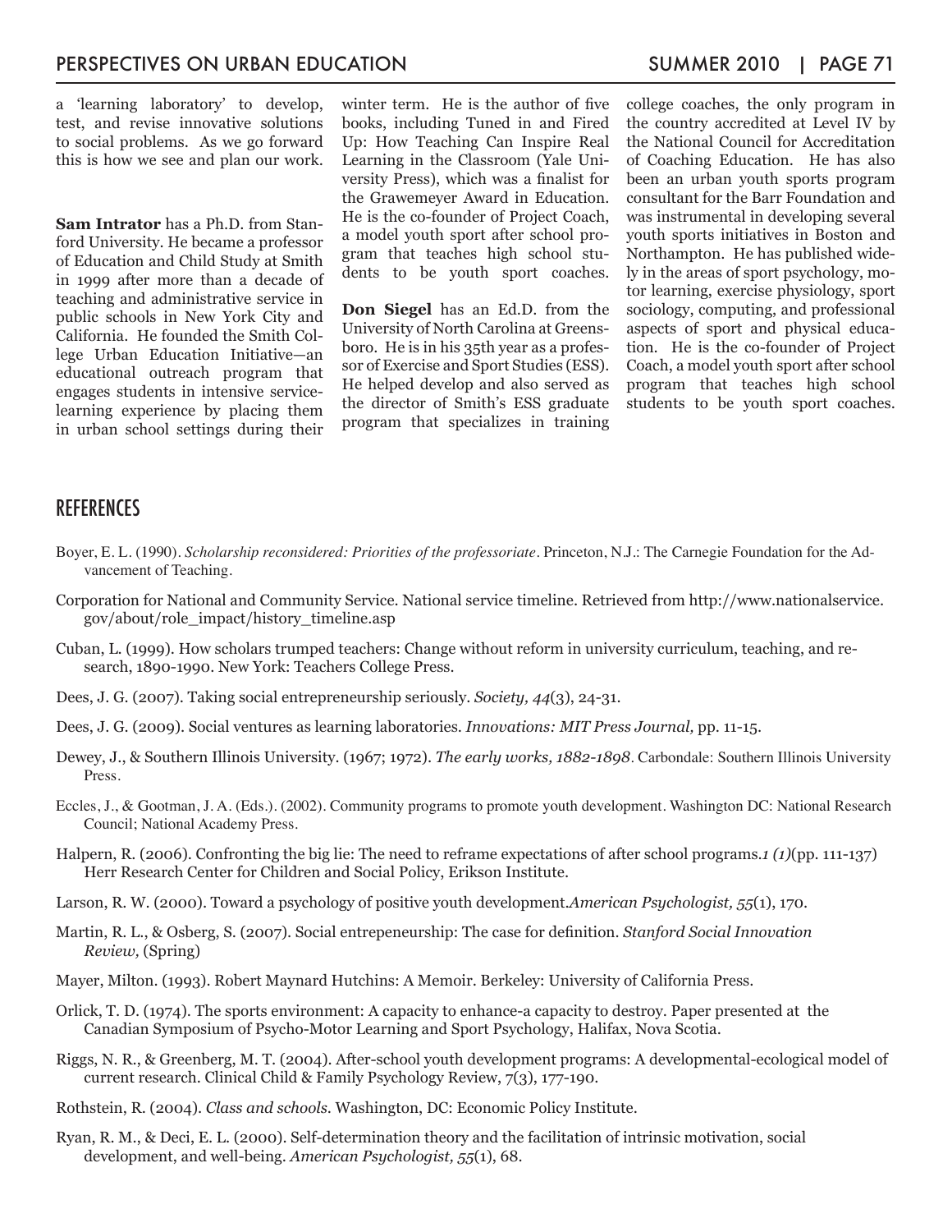a 'learning laboratory' to develop, test, and revise innovative solutions to social problems. As we go forward this is how we see and plan our work.

**Sam Intrator** has a Ph.D. from Stanford University. He became a professor of Education and Child Study at Smith in 1999 after more than a decade of teaching and administrative service in public schools in New York City and California. He founded the Smith College Urban Education Initiative—an educational outreach program that engages students in intensive service-learning experience by placing them in urban school settings during their winter term. He is the author of five books, including Tuned in and Fired Up: How Teaching Can Inspire Real Learning in the Classroom (Yale University Press), which was a finalist for the Grawemeyer Award in Education. He is the co-founder of Project Coach, a model youth sport after school program that teaches high school students to be youth sport coaches.

**Don Siegel** has an Ed.D. from the University of North Carolina at Greensboro. He is in his 35th year as a professor of Exercise and Sport Studies (ESS). He helped develop and also served as the director of Smith's ESS graduate program that specializes in training college coaches, the only program in the country accredited at Level IV by the National Council for Accreditation of Coaching Education. He has also been an urban youth sports program consultant for the Barr Foundation and was instrumental in developing several youth sports initiatives in Boston and Northampton. He has published widely in the areas of sport psychology, motor learning, exercise physiology, sport sociology, computing, and professional aspects of sport and physical education. He is the co-founder of Project Coach, a model youth sport after school program that teaches high school students to be youth sport coaches.

## REFERENCES

Boyer, E. L. (1990). *Scholarship reconsidered: Priorities of the professoriate*. Princeton, N.J.: The Carnegie Foundation for the Advancement of Teaching.

Corporation for National and Community Service. National service timeline. Retrieved from http://www.nationalservice.gov/about/role_impact/history_timeline.asp

Cuban, L. (1999). How scholars trumped teachers: Change without reform in university curriculum, teaching, and research, 1890-1990. New York: Teachers College Press.

Dees, J. G. (2007). Taking social entrepreneurship seriously. *Society, 44*(3), 24-31.

Dees, J. G. (2009). Social ventures as learning laboratories. *Innovations: MIT Press Journal,* pp. 11-15.

Dewey, J., & Southern Illinois University. (1967; 1972). *The early works, 1882-1898*. Carbondale: Southern Illinois University Press.

Eccles, J., & Gootman, J. A. (Eds.). (2002). Community programs to promote youth development. Washington DC: National Research Council; National Academy Press.

Halpern, R. (2006). Confronting the big lie: The need to reframe expectations of after school programs.*1 (1)*(pp. 111-137) Herr Research Center for Children and Social Policy, Erikson Institute.

Larson, R. W. (2000). Toward a psychology of positive youth development.*American Psychologist, 55*(1), 170.

Martin, R. L., & Osberg, S. (2007). Social entrepeneurship: The case for definition. *Stanford Social Innovation Review,* (Spring)

Mayer, Milton. (1993). Robert Maynard Hutchins: A Memoir. Berkeley: University of California Press.

Orlick, T. D. (1974). The sports environment: A capacity to enhance-a capacity to destroy. Paper presented at the Canadian Symposium of Psycho-Motor Learning and Sport Psychology, Halifax, Nova Scotia.

Riggs, N. R., & Greenberg, M. T. (2004). After-school youth development programs: A developmental-ecological model of current research. Clinical Child & Family Psychology Review, 7(3), 177-190.

Rothstein, R. (2004). *Class and schools*. Washington, DC: Economic Policy Institute.

Ryan, R. M., & Deci, E. L. (2000). Self-determination theory and the facilitation of intrinsic motivation, social development, and well-being. *American Psychologist, 55*(1), 68.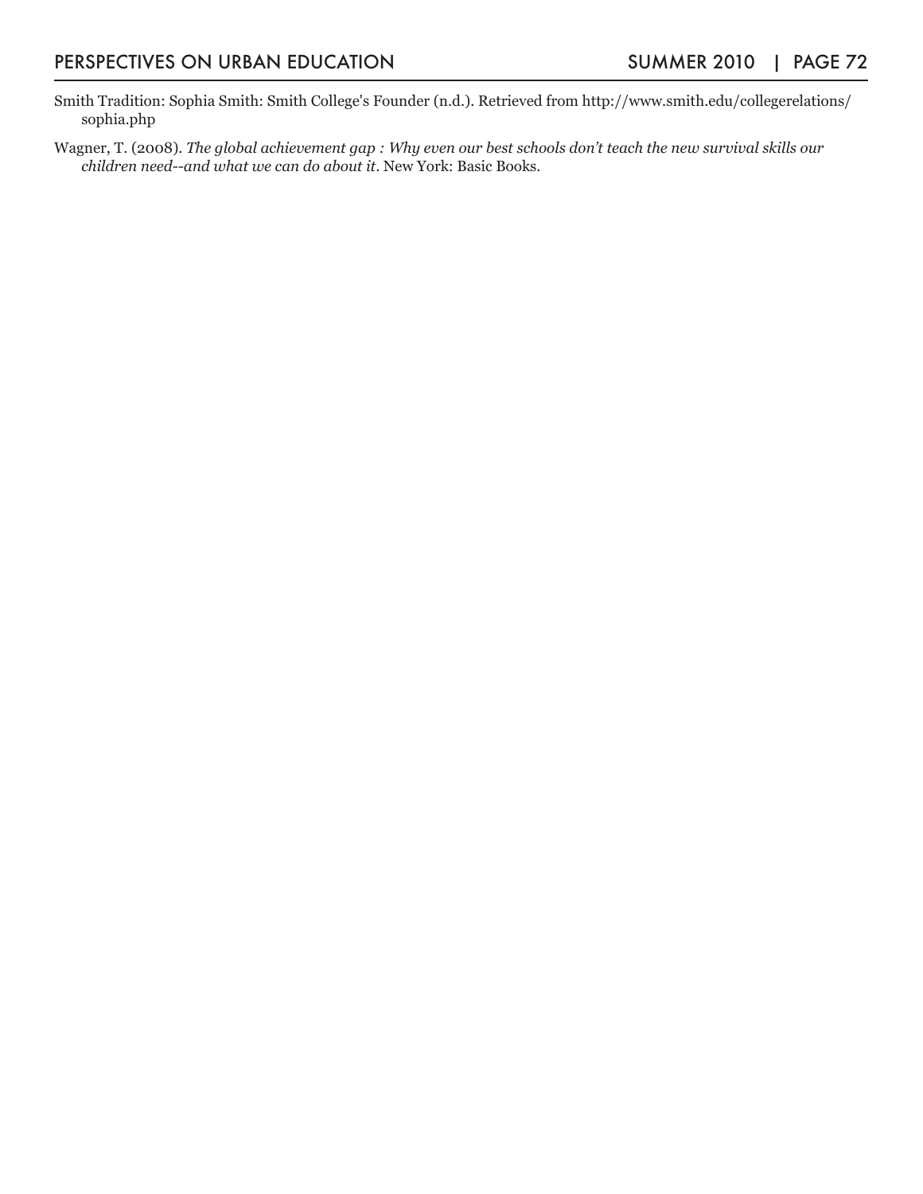Smith Tradition: Sophia Smith: Smith College's Founder (n.d.). Retrieved from http://www.smith.edu/collegerelations/sophia.php

Wagner, T. (2008). *The global achievement gap : Why even our best schools don't teach the new survival skills our children need--and what we can do about it*. New York: Basic Books.